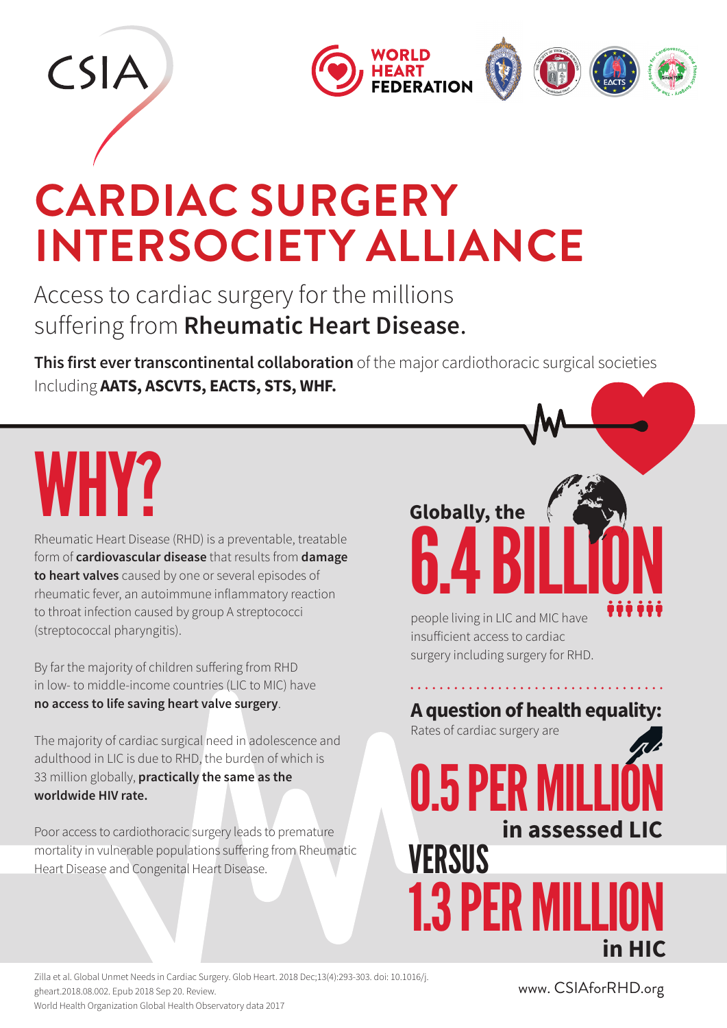CSIA

WORLD HEART FEDERATION

# CARDIAC SURGERY INTERSOCIETY ALLIANCE

Access to cardiac surgery for the millions suffering from **Rheumatic Heart Disease**.

**This first ever transcontinental collaboration** of the major cardiothoracic surgical societies Including **AATS, ASCVTS, EACTS, STS, WHF.**

## WHY?

Rheumatic Heart Disease (RHD) is a preventable, treatable form of **cardiovascular disease** that results from **damage to heart valves** caused by one or several episodes of rheumatic fever, an autoimmune inflammatory reaction to throat infection caused by group A streptococci (streptococcal pharyngitis).

By far the majority of children suffering from RHD in low- to middle-income countries (LIC to MIC) have **no access to life saving heart valve surgery**.

The majority of cardiac surgical need in adolescence and adulthood in LIC is due to RHD, the burden of which is 33 million globally, **practically the same as the worldwide HIV rate.**

Poor access to cardiothoracic surgery leads to premature mortality in vulnerable populations suffering from Rheumatic Heart Disease and Congenital Heart Disease.

**Globally, the**

**6.4 BILLION**

people living in LIC and MIC have insufficient access to cardiac surgery including surgery for RHD.

**A question of health equality:**

Rates of cardiac surgery are

**0.5 PER MILLION in assessed LIC**

**VERSUS**

**1.3 PER MILLION in HIC**

Zilla et al. Global Unmet Needs in Cardiac Surgery. Glob Heart. 2018 Dec;13(4):293-303. doi: 10.1016/j.gheart.2018.08.002. Epub 2018 Sep 20. Review.
World Health Organization Global Health Observatory data 2017

www. CSIAforRHD.org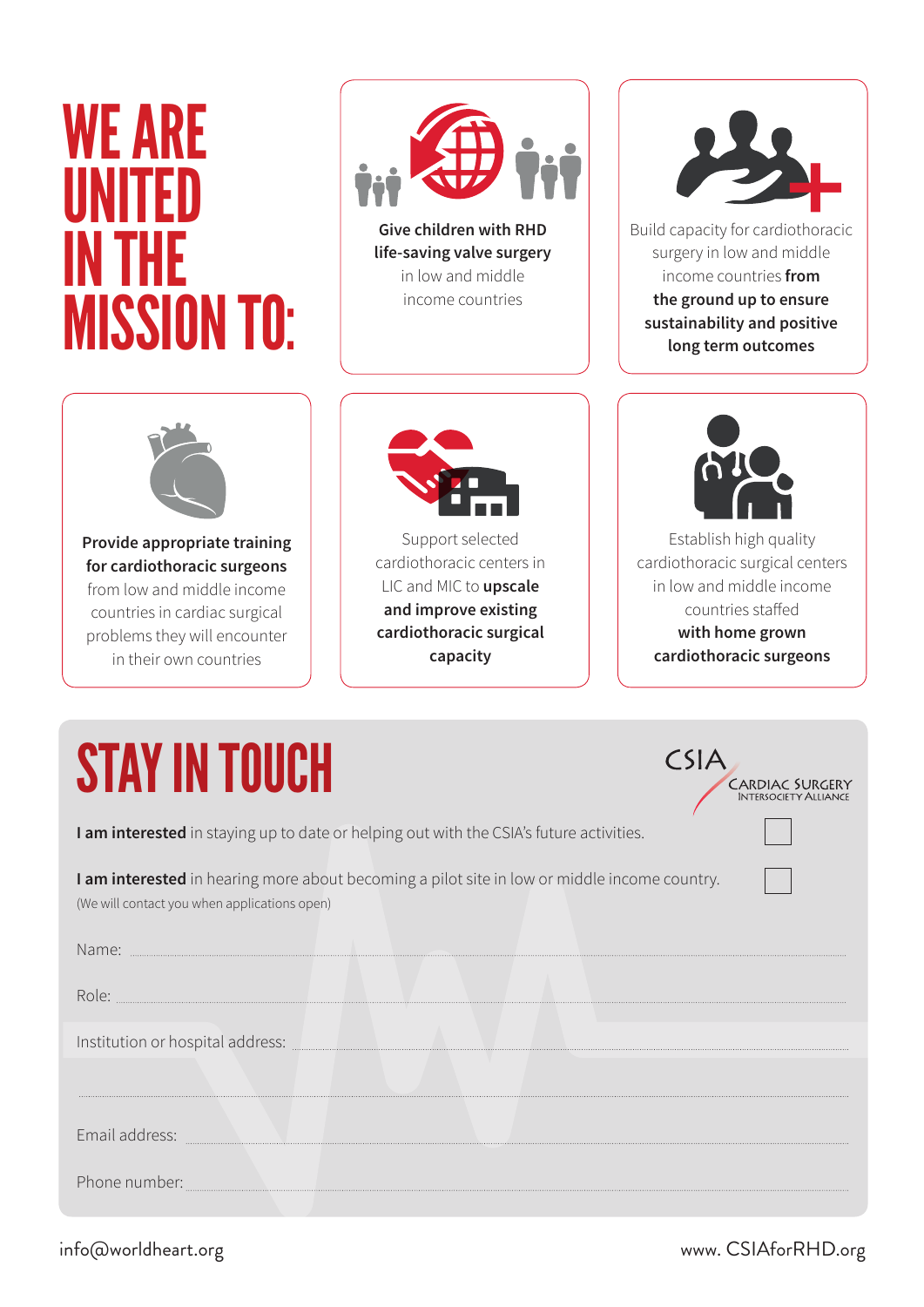# WE ARE UNITED IN THE MISSION TO:

**Give children with RHD life-saving valve surgery** in low and middle income countries

Build capacity for cardiothoracic surgery in low and middle income countries **from the ground up to ensure sustainability and positive long term outcomes**

**Provide appropriate training for cardiothoracic surgeons** from low and middle income countries in cardiac surgical problems they will encounter in their own countries

Support selected cardiothoracic centers in LIC and MIC to **upscale and improve existing cardiothoracic surgical capacity**

Establish high quality cardiothoracic surgical centers in low and middle income countries staffed **with home grown cardiothoracic surgeons**

# STAY IN TOUCH

CSIA
CARDIAC SURGERY INTERSOCIETY ALLIANCE

**I am interested** in staying up to date or helping out with the CSIA's future activities. ☐

**I am interested** in hearing more about becoming a pilot site in low or middle income country. ☐
(We will contact you when applications open)

Name: ..............................

Role: ..............................

Institution or hospital address: ..............................

..............................

Email address: ..............................

Phone number: ..............................

info@worldheart.org

www. CSIAforRHD.org